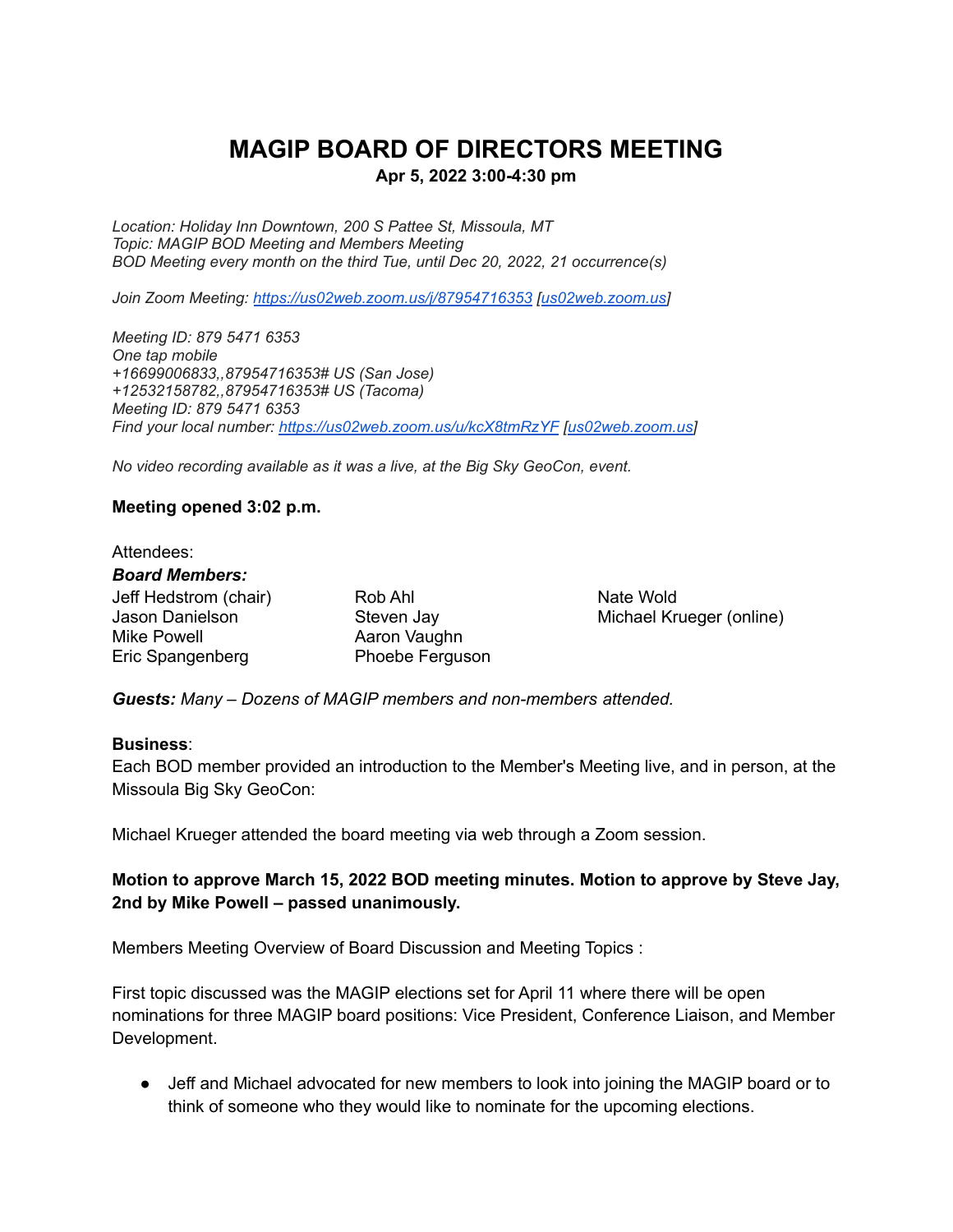# MAGIP BOARD OF DIRECTORS MEETING

**Apr 5, 2022 3:00-4:30 pm**

*Location: Holiday Inn Downtown, 200 S Pattee St, Missoula, MT*
*Topic: MAGIP BOD Meeting and Members Meeting*
*BOD Meeting every month on the third Tue, until Dec 20, 2022, 21 occurrence(s)*

*Join Zoom Meeting: https://us02web.zoom.us/j/87954716353 [us02web.zoom.us]*

*Meeting ID: 879 5471 6353*
*One tap mobile*
*+16699006833,,87954716353# US (San Jose)*
*+12532158782,,87954716353# US (Tacoma)*
*Meeting ID: 879 5471 6353*
*Find your local number: https://us02web.zoom.us/u/kcX8tmRzYF [us02web.zoom.us]*

*No video recording available as it was a live, at the Big Sky GeoCon, event.*

**Meeting opened 3:02 p.m.**

Attendees:

***Board Members:***

Jeff Hedstrom (chair)
Jason Danielson
Mike Powell
Eric Spangenberg
Rob Ahl
Steven Jay
Aaron Vaughn
Phoebe Ferguson
Nate Wold
Michael Krueger (online)

***Guests:*** *Many – Dozens of MAGIP members and non-members attended.*

**Business**:
Each BOD member provided an introduction to the Member's Meeting live, and in person, at the Missoula Big Sky GeoCon:

Michael Krueger attended the board meeting via web through a Zoom session.

**Motion to approve March 15, 2022 BOD meeting minutes. Motion to approve by Steve Jay, 2nd by Mike Powell – passed unanimously.**

Members Meeting Overview of Board Discussion and Meeting Topics :

First topic discussed was the MAGIP elections set for April 11 where there will be open nominations for three MAGIP board positions: Vice President, Conference Liaison, and Member Development.

- Jeff and Michael advocated for new members to look into joining the MAGIP board or to think of someone who they would like to nominate for the upcoming elections.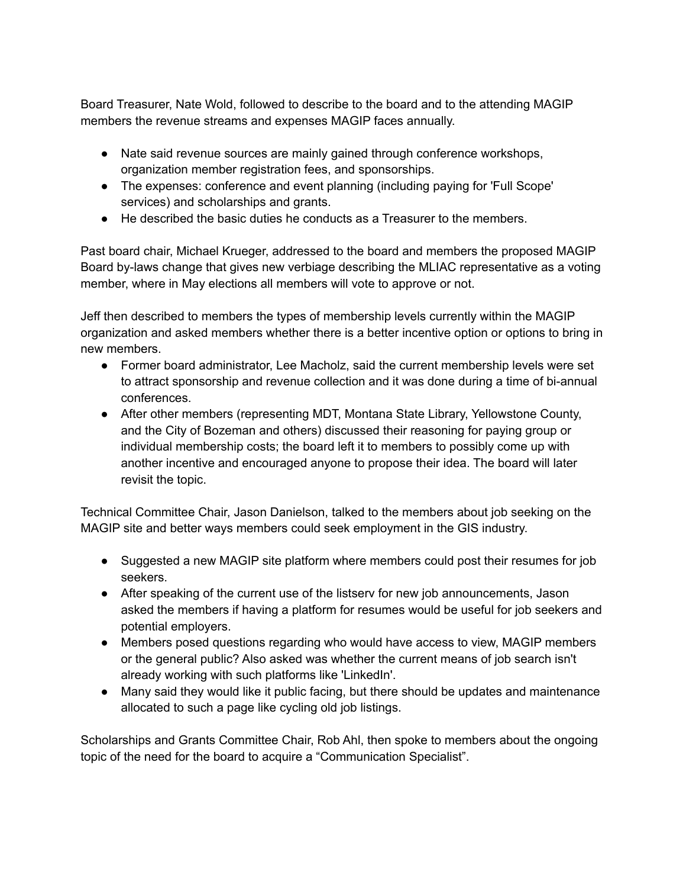Board Treasurer, Nate Wold, followed to describe to the board and to the attending MAGIP members the revenue streams and expenses MAGIP faces annually.

- Nate said revenue sources are mainly gained through conference workshops, organization member registration fees, and sponsorships.
- The expenses: conference and event planning (including paying for 'Full Scope' services) and scholarships and grants.
- He described the basic duties he conducts as a Treasurer to the members.

Past board chair, Michael Krueger, addressed to the board and members the proposed MAGIP Board by-laws change that gives new verbiage describing the MLIAC representative as a voting member, where in May elections all members will vote to approve or not.

Jeff then described to members the types of membership levels currently within the MAGIP organization and asked members whether there is a better incentive option or options to bring in new members.

- Former board administrator, Lee Macholz, said the current membership levels were set to attract sponsorship and revenue collection and it was done during a time of bi-annual conferences.
- After other members (representing MDT, Montana State Library, Yellowstone County, and the City of Bozeman and others) discussed their reasoning for paying group or individual membership costs; the board left it to members to possibly come up with another incentive and encouraged anyone to propose their idea. The board will later revisit the topic.

Technical Committee Chair, Jason Danielson, talked to the members about job seeking on the MAGIP site and better ways members could seek employment in the GIS industry.

- Suggested a new MAGIP site platform where members could post their resumes for job seekers.
- After speaking of the current use of the listserv for new job announcements, Jason asked the members if having a platform for resumes would be useful for job seekers and potential employers.
- Members posed questions regarding who would have access to view, MAGIP members or the general public? Also asked was whether the current means of job search isn't already working with such platforms like 'LinkedIn'.
- Many said they would like it public facing, but there should be updates and maintenance allocated to such a page like cycling old job listings.

Scholarships and Grants Committee Chair, Rob Ahl, then spoke to members about the ongoing topic of the need for the board to acquire a “Communication Specialist”.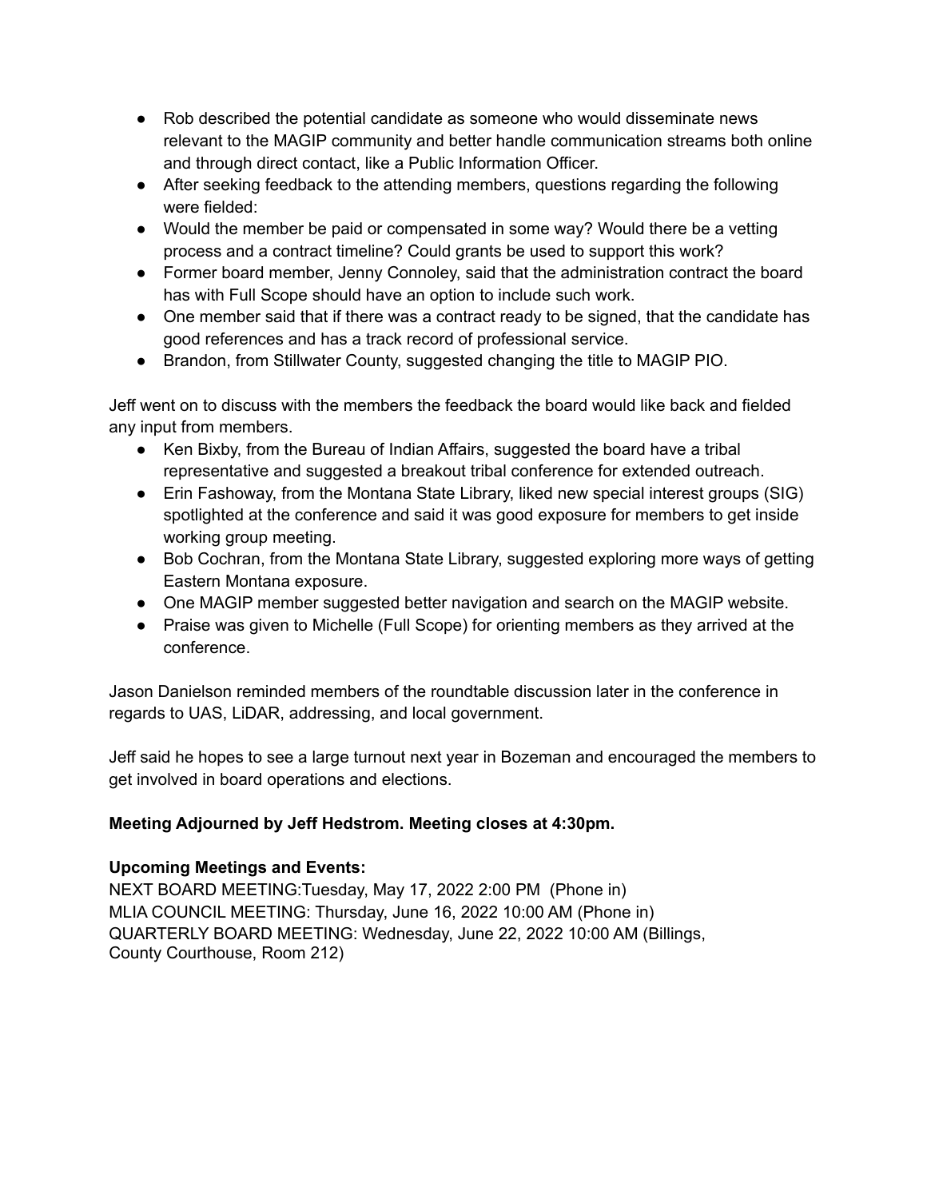- Rob described the potential candidate as someone who would disseminate news relevant to the MAGIP community and better handle communication streams both online and through direct contact, like a Public Information Officer.
- After seeking feedback to the attending members, questions regarding the following were fielded:
- Would the member be paid or compensated in some way? Would there be a vetting process and a contract timeline? Could grants be used to support this work?
- Former board member, Jenny Connoley, said that the administration contract the board has with Full Scope should have an option to include such work.
- One member said that if there was a contract ready to be signed, that the candidate has good references and has a track record of professional service.
- Brandon, from Stillwater County, suggested changing the title to MAGIP PIO.

Jeff went on to discuss with the members the feedback the board would like back and fielded any input from members.

- Ken Bixby, from the Bureau of Indian Affairs, suggested the board have a tribal representative and suggested a breakout tribal conference for extended outreach.
- Erin Fashoway, from the Montana State Library, liked new special interest groups (SIG) spotlighted at the conference and said it was good exposure for members to get inside working group meeting.
- Bob Cochran, from the Montana State Library, suggested exploring more ways of getting Eastern Montana exposure.
- One MAGIP member suggested better navigation and search on the MAGIP website.
- Praise was given to Michelle (Full Scope) for orienting members as they arrived at the conference.

Jason Danielson reminded members of the roundtable discussion later in the conference in regards to UAS, LiDAR, addressing, and local government.

Jeff said he hopes to see a large turnout next year in Bozeman and encouraged the members to get involved in board operations and elections.

**Meeting Adjourned by Jeff Hedstrom. Meeting closes at 4:30pm.**

**Upcoming Meetings and Events:**

NEXT BOARD MEETING:Tuesday, May 17, 2022 2:00 PM (Phone in)
MLIA COUNCIL MEETING: Thursday, June 16, 2022 10:00 AM (Phone in)
QUARTERLY BOARD MEETING: Wednesday, June 22, 2022 10:00 AM (Billings, County Courthouse, Room 212)